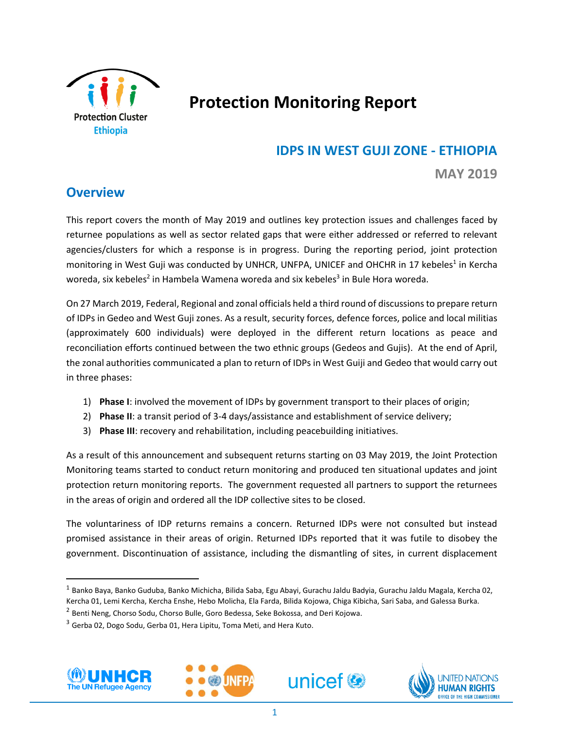# Protection Monitoring Report

## IDPS IN WEST GUJI ZONE - ETHIOPIA

**MAY 2019**

## Overview

This report covers the month of May 2019 and outlines key protection issues and challenges faced by returnee populations as well as sector related gaps that were either addressed or referred to relevant agencies/clusters for which a response is in progress. During the reporting period, joint protection monitoring in West Guji was conducted by UNHCR, UNFPA, UNICEF and OHCHR in 17 kebeles[1] in Kercha woreda, six kebeles[2] in Hambela Wamena woreda and six kebeles[3] in Bule Hora woreda.

On 27 March 2019, Federal, Regional and zonal officials held a third round of discussions to prepare return of IDPs in Gedeo and West Guji zones. As a result, security forces, defence forces, police and local militias (approximately 600 individuals) were deployed in the different return locations as peace and reconciliation efforts continued between the two ethnic groups (Gedeos and Gujis). At the end of April, the zonal authorities communicated a plan to return of IDPs in West Guiji and Gedeo that would carry out in three phases:

1) **Phase I**: involved the movement of IDPs by government transport to their places of origin;
2) **Phase II**: a transit period of 3-4 days/assistance and establishment of service delivery;
3) **Phase III**: recovery and rehabilitation, including peacebuilding initiatives.

As a result of this announcement and subsequent returns starting on 03 May 2019, the Joint Protection Monitoring teams started to conduct return monitoring and produced ten situational updates and joint protection return monitoring reports. The government requested all partners to support the returnees in the areas of origin and ordered all the IDP collective sites to be closed.

The voluntariness of IDP returns remains a concern. Returned IDPs were not consulted but instead promised assistance in their areas of origin. Returned IDPs reported that it was futile to disobey the government. Discontinuation of assistance, including the dismantling of sites, in current displacement

---

[1] Banko Baya, Banko Guduba, Banko Michicha, Bilida Saba, Egu Abayi, Gurachu Jaldu Badyia, Gurachu Jaldu Magala, Kercha 02, Kercha 01, Lemi Kercha, Kercha Enshe, Hebo Molicha, Ela Farda, Bilida Kojowa, Chiga Kibicha, Sari Saba, and Galessa Burka.

[2] Benti Neng, Chorso Sodu, Chorso Bulle, Goro Bedessa, Seke Bokossa, and Deri Kojowa.

[3] Gerba 02, Dogo Sodu, Gerba 01, Hera Lipitu, Toma Meti, and Hera Kuto.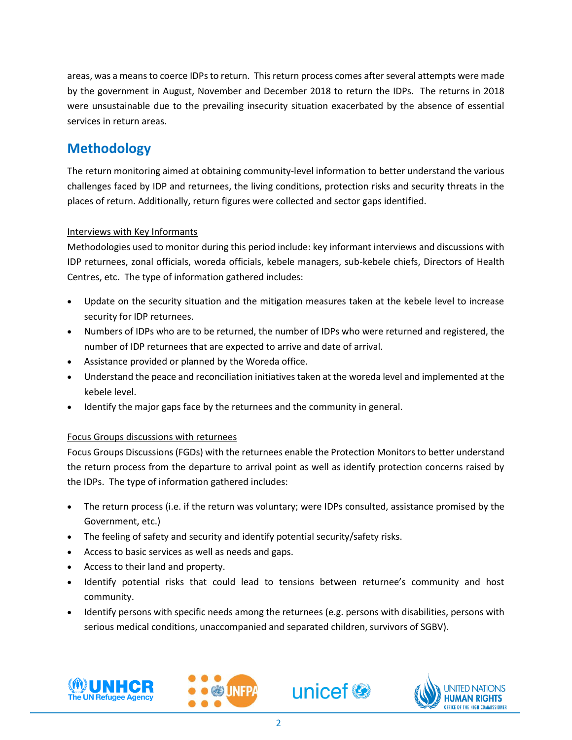areas, was a means to coerce IDPs to return. This return process comes after several attempts were made by the government in August, November and December 2018 to return the IDPs. The returns in 2018 were unsustainable due to the prevailing insecurity situation exacerbated by the absence of essential services in return areas.

## Methodology

The return monitoring aimed at obtaining community-level information to better understand the various challenges faced by IDP and returnees, the living conditions, protection risks and security threats in the places of return. Additionally, return figures were collected and sector gaps identified.

<u>Interviews with Key Informants</u>

Methodologies used to monitor during this period include: key informant interviews and discussions with IDP returnees, zonal officials, woreda officials, kebele managers, sub-kebele chiefs, Directors of Health Centres, etc. The type of information gathered includes:

- Update on the security situation and the mitigation measures taken at the kebele level to increase security for IDP returnees.
- Numbers of IDPs who are to be returned, the number of IDPs who were returned and registered, the number of IDP returnees that are expected to arrive and date of arrival.
- Assistance provided or planned by the Woreda office.
- Understand the peace and reconciliation initiatives taken at the woreda level and implemented at the kebele level.
- Identify the major gaps face by the returnees and the community in general.

<u>Focus Groups discussions with returnees</u>

Focus Groups Discussions (FGDs) with the returnees enable the Protection Monitors to better understand the return process from the departure to arrival point as well as identify protection concerns raised by the IDPs. The type of information gathered includes:

- The return process (i.e. if the return was voluntary; were IDPs consulted, assistance promised by the Government, etc.)
- The feeling of safety and security and identify potential security/safety risks.
- Access to basic services as well as needs and gaps.
- Access to their land and property.
- Identify potential risks that could lead to tensions between returnee's community and host community.
- Identify persons with specific needs among the returnees (e.g. persons with disabilities, persons with serious medical conditions, unaccompanied and separated children, survivors of SGBV).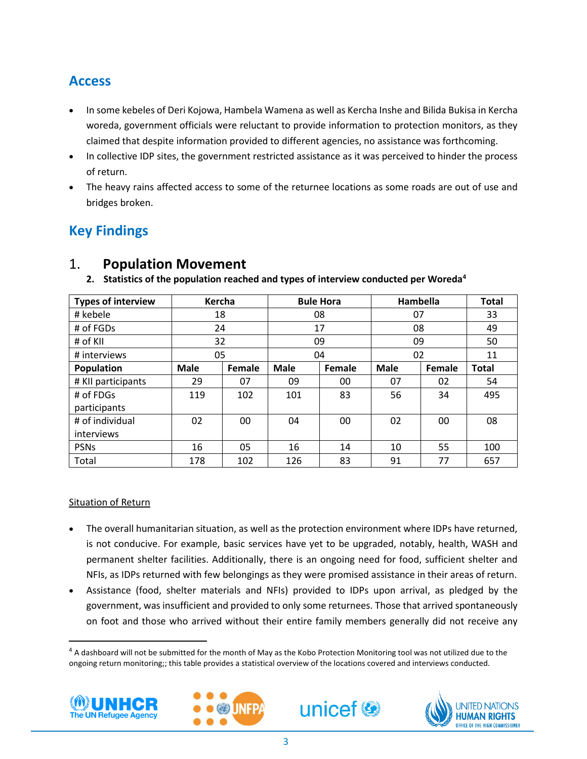## Access

- In some kebeles of Deri Kojowa, Hambela Wamena as well as Kercha Inshe and Bilida Bukisa in Kercha woreda, government officials were reluctant to provide information to protection monitors, as they claimed that despite information provided to different agencies, no assistance was forthcoming.
- In collective IDP sites, the government restricted assistance as it was perceived to hinder the process of return.
- The heavy rains affected access to some of the returnee locations as some roads are out of use and bridges broken.

## Key Findings

### 1. Population Movement

**2. Statistics of the population reached and types of interview conducted per Woreda[4]**

| Types of interview | Kercha | | Bule Hora | | Hambella | | Total |
|---|---|---|---|---|---|---|---|
| # kebele | 18 | | 08 | | 07 | | 33 |
| # of FGDs | 24 | | 17 | | 08 | | 49 |
| # of KII | 32 | | 09 | | 09 | | 50 |
| # interviews | 05 | | 04 | | 02 | | 11 |
| **Population** | **Male** | **Female** | **Male** | **Female** | **Male** | **Female** | **Total** |
| # KII participants | 29 | 07 | 09 | 00 | 07 | 02 | 54 |
| # of FDGs participants | 119 | 102 | 101 | 83 | 56 | 34 | 495 |
| # of individual interviews | 02 | 00 | 04 | 00 | 02 | 00 | 08 |
| PSNs | 16 | 05 | 16 | 14 | 10 | 55 | 100 |
| Total | 178 | 102 | 126 | 83 | 91 | 77 | 657 |

<u>Situation of Return</u>

- The overall humanitarian situation, as well as the protection environment where IDPs have returned, is not conducive. For example, basic services have yet to be upgraded, notably, health, WASH and permanent shelter facilities. Additionally, there is an ongoing need for food, sufficient shelter and NFIs, as IDPs returned with few belongings as they were promised assistance in their areas of return.
- Assistance (food, shelter materials and NFIs) provided to IDPs upon arrival, as pledged by the government, was insufficient and provided to only some returnees. Those that arrived spontaneously on foot and those who arrived without their entire family members generally did not receive any

[4] A dashboard will not be submitted for the month of May as the Kobo Protection Monitoring tool was not utilized due to the ongoing return monitoring;; this table provides a statistical overview of the locations covered and interviews conducted.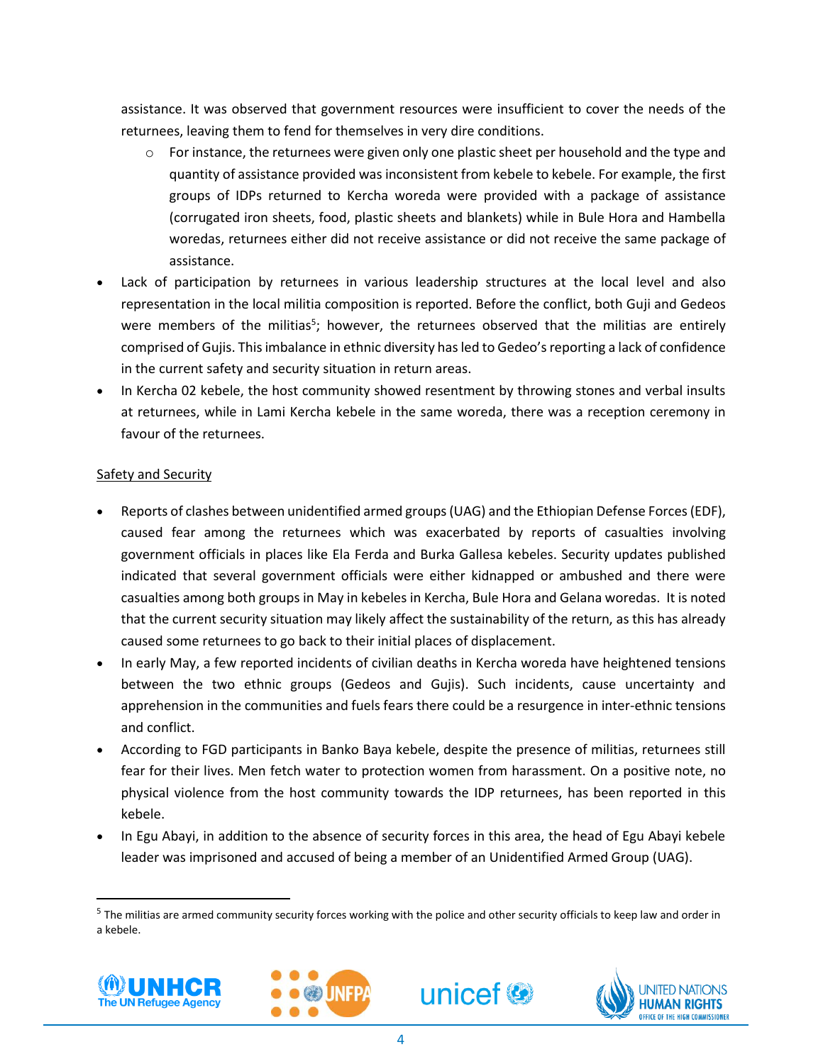assistance. It was observed that government resources were insufficient to cover the needs of the returnees, leaving them to fend for themselves in very dire conditions.

- For instance, the returnees were given only one plastic sheet per household and the type and quantity of assistance provided was inconsistent from kebele to kebele. For example, the first groups of IDPs returned to Kercha woreda were provided with a package of assistance (corrugated iron sheets, food, plastic sheets and blankets) while in Bule Hora and Hambella woredas, returnees either did not receive assistance or did not receive the same package of assistance.

- Lack of participation by returnees in various leadership structures at the local level and also representation in the local militia composition is reported. Before the conflict, both Guji and Gedeos were members of the militias[5]; however, the returnees observed that the militias are entirely comprised of Gujis. This imbalance in ethnic diversity has led to Gedeo's reporting a lack of confidence in the current safety and security situation in return areas.
- In Kercha 02 kebele, the host community showed resentment by throwing stones and verbal insults at returnees, while in Lami Kercha kebele in the same woreda, there was a reception ceremony in favour of the returnees.

<u>Safety and Security</u>

- Reports of clashes between unidentified armed groups (UAG) and the Ethiopian Defense Forces (EDF), caused fear among the returnees which was exacerbated by reports of casualties involving government officials in places like Ela Ferda and Burka Gallesa kebeles. Security updates published indicated that several government officials were either kidnapped or ambushed and there were casualties among both groups in May in kebeles in Kercha, Bule Hora and Gelana woredas. It is noted that the current security situation may likely affect the sustainability of the return, as this has already caused some returnees to go back to their initial places of displacement.
- In early May, a few reported incidents of civilian deaths in Kercha woreda have heightened tensions between the two ethnic groups (Gedeos and Gujis). Such incidents, cause uncertainty and apprehension in the communities and fuels fears there could be a resurgence in inter-ethnic tensions and conflict.
- According to FGD participants in Banko Baya kebele, despite the presence of militias, returnees still fear for their lives. Men fetch water to protection women from harassment. On a positive note, no physical violence from the host community towards the IDP returnees, has been reported in this kebele.
- In Egu Abayi, in addition to the absence of security forces in this area, the head of Egu Abayi kebele leader was imprisoned and accused of being a member of an Unidentified Armed Group (UAG).

[5] The militias are armed community security forces working with the police and other security officials to keep law and order in a kebele.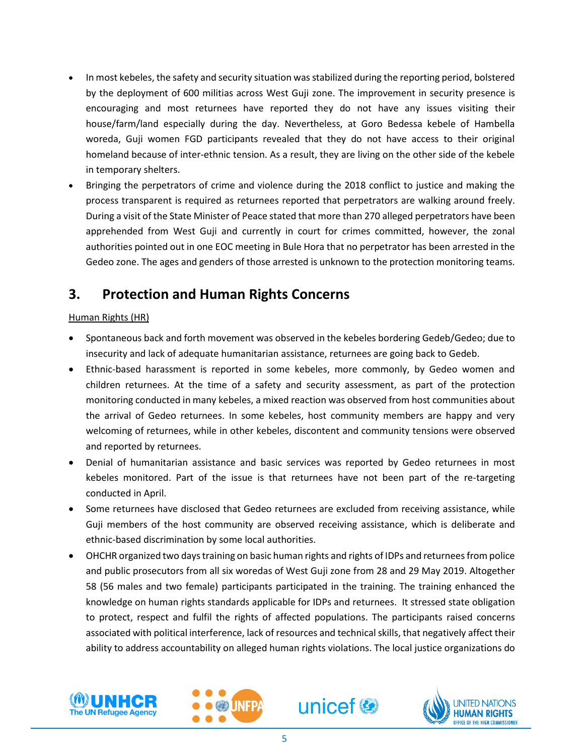- In most kebeles, the safety and security situation was stabilized during the reporting period, bolstered by the deployment of 600 militias across West Guji zone. The improvement in security presence is encouraging and most returnees have reported they do not have any issues visiting their house/farm/land especially during the day. Nevertheless, at Goro Bedessa kebele of Hambella woreda, Guji women FGD participants revealed that they do not have access to their original homeland because of inter-ethnic tension. As a result, they are living on the other side of the kebele in temporary shelters.
- Bringing the perpetrators of crime and violence during the 2018 conflict to justice and making the process transparent is required as returnees reported that perpetrators are walking around freely. During a visit of the State Minister of Peace stated that more than 270 alleged perpetrators have been apprehended from West Guji and currently in court for crimes committed, however, the zonal authorities pointed out in one EOC meeting in Bule Hora that no perpetrator has been arrested in the Gedeo zone. The ages and genders of those arrested is unknown to the protection monitoring teams.

## 3. Protection and Human Rights Concerns

Human Rights (HR)

- Spontaneous back and forth movement was observed in the kebeles bordering Gedeb/Gedeo; due to insecurity and lack of adequate humanitarian assistance, returnees are going back to Gedeb.
- Ethnic-based harassment is reported in some kebeles, more commonly, by Gedeo women and children returnees. At the time of a safety and security assessment, as part of the protection monitoring conducted in many kebeles, a mixed reaction was observed from host communities about the arrival of Gedeo returnees. In some kebeles, host community members are happy and very welcoming of returnees, while in other kebeles, discontent and community tensions were observed and reported by returnees.
- Denial of humanitarian assistance and basic services was reported by Gedeo returnees in most kebeles monitored. Part of the issue is that returnees have not been part of the re-targeting conducted in April.
- Some returnees have disclosed that Gedeo returnees are excluded from receiving assistance, while Guji members of the host community are observed receiving assistance, which is deliberate and ethnic-based discrimination by some local authorities.
- OHCHR organized two days training on basic human rights and rights of IDPs and returnees from police and public prosecutors from all six woredas of West Guji zone from 28 and 29 May 2019. Altogether 58 (56 males and two female) participants participated in the training. The training enhanced the knowledge on human rights standards applicable for IDPs and returnees. It stressed state obligation to protect, respect and fulfil the rights of affected populations. The participants raised concerns associated with political interference, lack of resources and technical skills, that negatively affect their ability to address accountability on alleged human rights violations. The local justice organizations do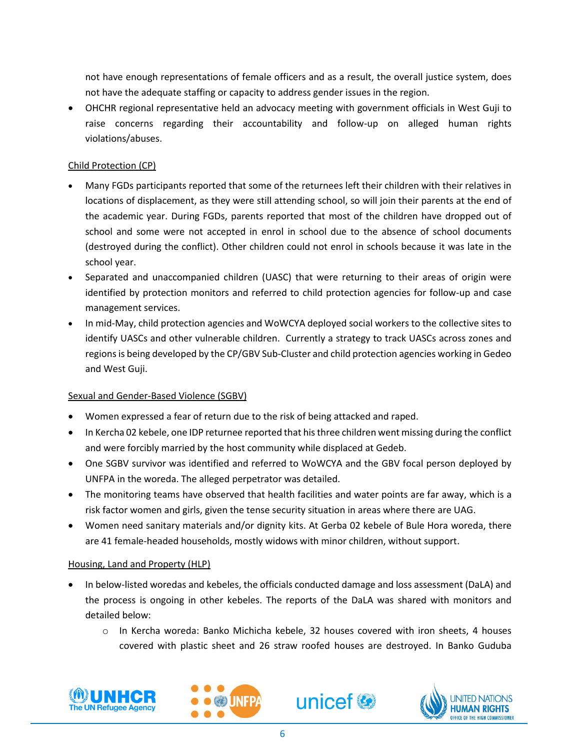not have enough representations of female officers and as a result, the overall justice system, does not have the adequate staffing or capacity to address gender issues in the region.

- OHCHR regional representative held an advocacy meeting with government officials in West Guji to raise concerns regarding their accountability and follow-up on alleged human rights violations/abuses.

Child Protection (CP)

- Many FGDs participants reported that some of the returnees left their children with their relatives in locations of displacement, as they were still attending school, so will join their parents at the end of the academic year. During FGDs, parents reported that most of the children have dropped out of school and some were not accepted in enrol in school due to the absence of school documents (destroyed during the conflict). Other children could not enrol in schools because it was late in the school year.
- Separated and unaccompanied children (UASC) that were returning to their areas of origin were identified by protection monitors and referred to child protection agencies for follow-up and case management services.
- In mid-May, child protection agencies and WoWCYA deployed social workers to the collective sites to identify UASCs and other vulnerable children. Currently a strategy to track UASCs across zones and regions is being developed by the CP/GBV Sub-Cluster and child protection agencies working in Gedeo and West Guji.

Sexual and Gender-Based Violence (SGBV)

- Women expressed a fear of return due to the risk of being attacked and raped.
- In Kercha 02 kebele, one IDP returnee reported that his three children went missing during the conflict and were forcibly married by the host community while displaced at Gedeb.
- One SGBV survivor was identified and referred to WoWCYA and the GBV focal person deployed by UNFPA in the woreda. The alleged perpetrator was detailed.
- The monitoring teams have observed that health facilities and water points are far away, which is a risk factor women and girls, given the tense security situation in areas where there are UAG.
- Women need sanitary materials and/or dignity kits. At Gerba 02 kebele of Bule Hora woreda, there are 41 female-headed households, mostly widows with minor children, without support.

Housing, Land and Property (HLP)

- In below-listed woredas and kebeles, the officials conducted damage and loss assessment (DaLA) and the process is ongoing in other kebeles. The reports of the DaLA was shared with monitors and detailed below:
  - In Kercha woreda: Banko Michicha kebele, 32 houses covered with iron sheets, 4 houses covered with plastic sheet and 26 straw roofed houses are destroyed. In Banko Guduba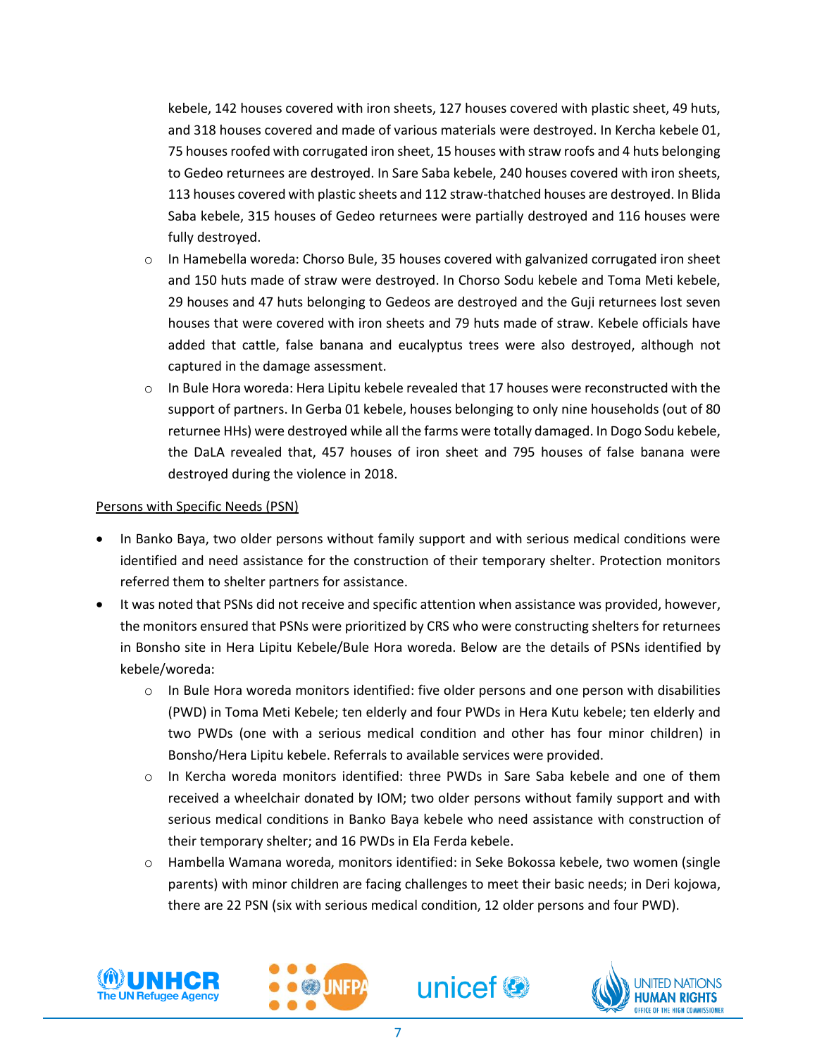kebele, 142 houses covered with iron sheets, 127 houses covered with plastic sheet, 49 huts, and 318 houses covered and made of various materials were destroyed. In Kercha kebele 01, 75 houses roofed with corrugated iron sheet, 15 houses with straw roofs and 4 huts belonging to Gedeo returnees are destroyed. In Sare Saba kebele, 240 houses covered with iron sheets, 113 houses covered with plastic sheets and 112 straw-thatched houses are destroyed. In Blida Saba kebele, 315 houses of Gedeo returnees were partially destroyed and 116 houses were fully destroyed.

  - In Hamebella woreda: Chorso Bule, 35 houses covered with galvanized corrugated iron sheet and 150 huts made of straw were destroyed. In Chorso Sodu kebele and Toma Meti kebele, 29 houses and 47 huts belonging to Gedeos are destroyed and the Guji returnees lost seven houses that were covered with iron sheets and 79 huts made of straw. Kebele officials have added that cattle, false banana and eucalyptus trees were also destroyed, although not captured in the damage assessment.
  - In Bule Hora woreda: Hera Lipitu kebele revealed that 17 houses were reconstructed with the support of partners. In Gerba 01 kebele, houses belonging to only nine households (out of 80 returnee HHs) were destroyed while all the farms were totally damaged. In Dogo Sodu kebele, the DaLA revealed that, 457 houses of iron sheet and 795 houses of false banana were destroyed during the violence in 2018.

<u>Persons with Specific Needs (PSN)</u>

- In Banko Baya, two older persons without family support and with serious medical conditions were identified and need assistance for the construction of their temporary shelter. Protection monitors referred them to shelter partners for assistance.
- It was noted that PSNs did not receive and specific attention when assistance was provided, however, the monitors ensured that PSNs were prioritized by CRS who were constructing shelters for returnees in Bonsho site in Hera Lipitu Kebele/Bule Hora woreda. Below are the details of PSNs identified by kebele/woreda:
  - In Bule Hora woreda monitors identified: five older persons and one person with disabilities (PWD) in Toma Meti Kebele; ten elderly and four PWDs in Hera Kutu kebele; ten elderly and two PWDs (one with a serious medical condition and other has four minor children) in Bonsho/Hera Lipitu kebele. Referrals to available services were provided.
  - In Kercha woreda monitors identified: three PWDs in Sare Saba kebele and one of them received a wheelchair donated by IOM; two older persons without family support and with serious medical conditions in Banko Baya kebele who need assistance with construction of their temporary shelter; and 16 PWDs in Ela Ferda kebele.
  - Hambella Wamana woreda, monitors identified: in Seke Bokossa kebele, two women (single parents) with minor children are facing challenges to meet their basic needs; in Deri kojowa, there are 22 PSN (six with serious medical condition, 12 older persons and four PWD).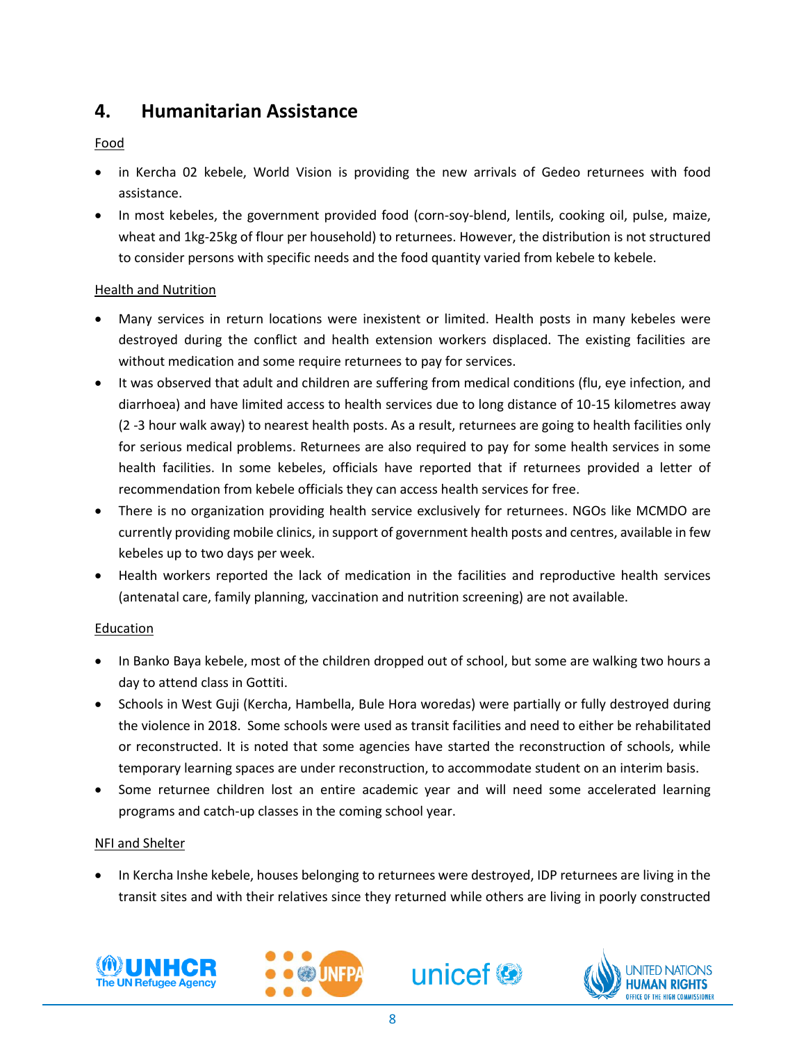## 4. Humanitarian Assistance

Food

- in Kercha 02 kebele, World Vision is providing the new arrivals of Gedeo returnees with food assistance.
- In most kebeles, the government provided food (corn-soy-blend, lentils, cooking oil, pulse, maize, wheat and 1kg-25kg of flour per household) to returnees. However, the distribution is not structured to consider persons with specific needs and the food quantity varied from kebele to kebele.

Health and Nutrition

- Many services in return locations were inexistent or limited. Health posts in many kebeles were destroyed during the conflict and health extension workers displaced. The existing facilities are without medication and some require returnees to pay for services.
- It was observed that adult and children are suffering from medical conditions (flu, eye infection, and diarrhoea) and have limited access to health services due to long distance of 10-15 kilometres away (2 -3 hour walk away) to nearest health posts. As a result, returnees are going to health facilities only for serious medical problems. Returnees are also required to pay for some health services in some health facilities. In some kebeles, officials have reported that if returnees provided a letter of recommendation from kebele officials they can access health services for free.
- There is no organization providing health service exclusively for returnees. NGOs like MCMDO are currently providing mobile clinics, in support of government health posts and centres, available in few kebeles up to two days per week.
- Health workers reported the lack of medication in the facilities and reproductive health services (antenatal care, family planning, vaccination and nutrition screening) are not available.

Education

- In Banko Baya kebele, most of the children dropped out of school, but some are walking two hours a day to attend class in Gottiti.
- Schools in West Guji (Kercha, Hambella, Bule Hora woredas) were partially or fully destroyed during the violence in 2018. Some schools were used as transit facilities and need to either be rehabilitated or reconstructed. It is noted that some agencies have started the reconstruction of schools, while temporary learning spaces are under reconstruction, to accommodate student on an interim basis.
- Some returnee children lost an entire academic year and will need some accelerated learning programs and catch-up classes in the coming school year.

NFI and Shelter

- In Kercha Inshe kebele, houses belonging to returnees were destroyed, IDP returnees are living in the transit sites and with their relatives since they returned while others are living in poorly constructed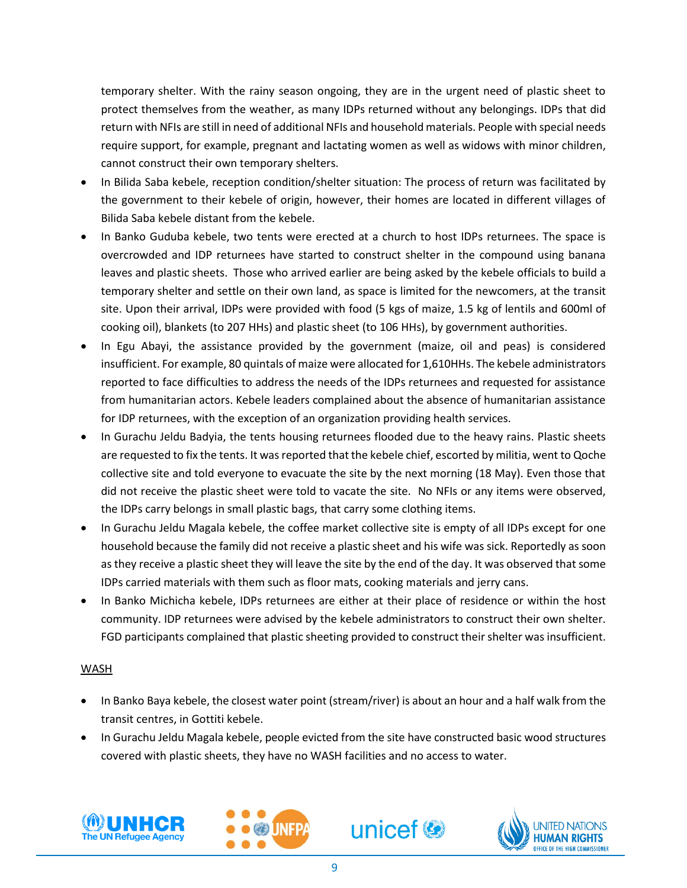temporary shelter. With the rainy season ongoing, they are in the urgent need of plastic sheet to protect themselves from the weather, as many IDPs returned without any belongings. IDPs that did return with NFIs are still in need of additional NFIs and household materials. People with special needs require support, for example, pregnant and lactating women as well as widows with minor children, cannot construct their own temporary shelters.

- In Bilida Saba kebele, reception condition/shelter situation: The process of return was facilitated by the government to their kebele of origin, however, their homes are located in different villages of Bilida Saba kebele distant from the kebele.
- In Banko Guduba kebele, two tents were erected at a church to host IDPs returnees. The space is overcrowded and IDP returnees have started to construct shelter in the compound using banana leaves and plastic sheets. Those who arrived earlier are being asked by the kebele officials to build a temporary shelter and settle on their own land, as space is limited for the newcomers, at the transit site. Upon their arrival, IDPs were provided with food (5 kgs of maize, 1.5 kg of lentils and 600ml of cooking oil), blankets (to 207 HHs) and plastic sheet (to 106 HHs), by government authorities.
- In Egu Abayi, the assistance provided by the government (maize, oil and peas) is considered insufficient. For example, 80 quintals of maize were allocated for 1,610HHs. The kebele administrators reported to face difficulties to address the needs of the IDPs returnees and requested for assistance from humanitarian actors. Kebele leaders complained about the absence of humanitarian assistance for IDP returnees, with the exception of an organization providing health services.
- In Gurachu Jeldu Badyia, the tents housing returnees flooded due to the heavy rains. Plastic sheets are requested to fix the tents. It was reported that the kebele chief, escorted by militia, went to Qoche collective site and told everyone to evacuate the site by the next morning (18 May). Even those that did not receive the plastic sheet were told to vacate the site. No NFIs or any items were observed, the IDPs carry belongs in small plastic bags, that carry some clothing items.
- In Gurachu Jeldu Magala kebele, the coffee market collective site is empty of all IDPs except for one household because the family did not receive a plastic sheet and his wife was sick. Reportedly as soon as they receive a plastic sheet they will leave the site by the end of the day. It was observed that some IDPs carried materials with them such as floor mats, cooking materials and jerry cans.
- In Banko Michicha kebele, IDPs returnees are either at their place of residence or within the host community. IDP returnees were advised by the kebele administrators to construct their own shelter. FGD participants complained that plastic sheeting provided to construct their shelter was insufficient.

<u>WASH</u>

- In Banko Baya kebele, the closest water point (stream/river) is about an hour and a half walk from the transit centres, in Gottiti kebele.
- In Gurachu Jeldu Magala kebele, people evicted from the site have constructed basic wood structures covered with plastic sheets, they have no WASH facilities and no access to water.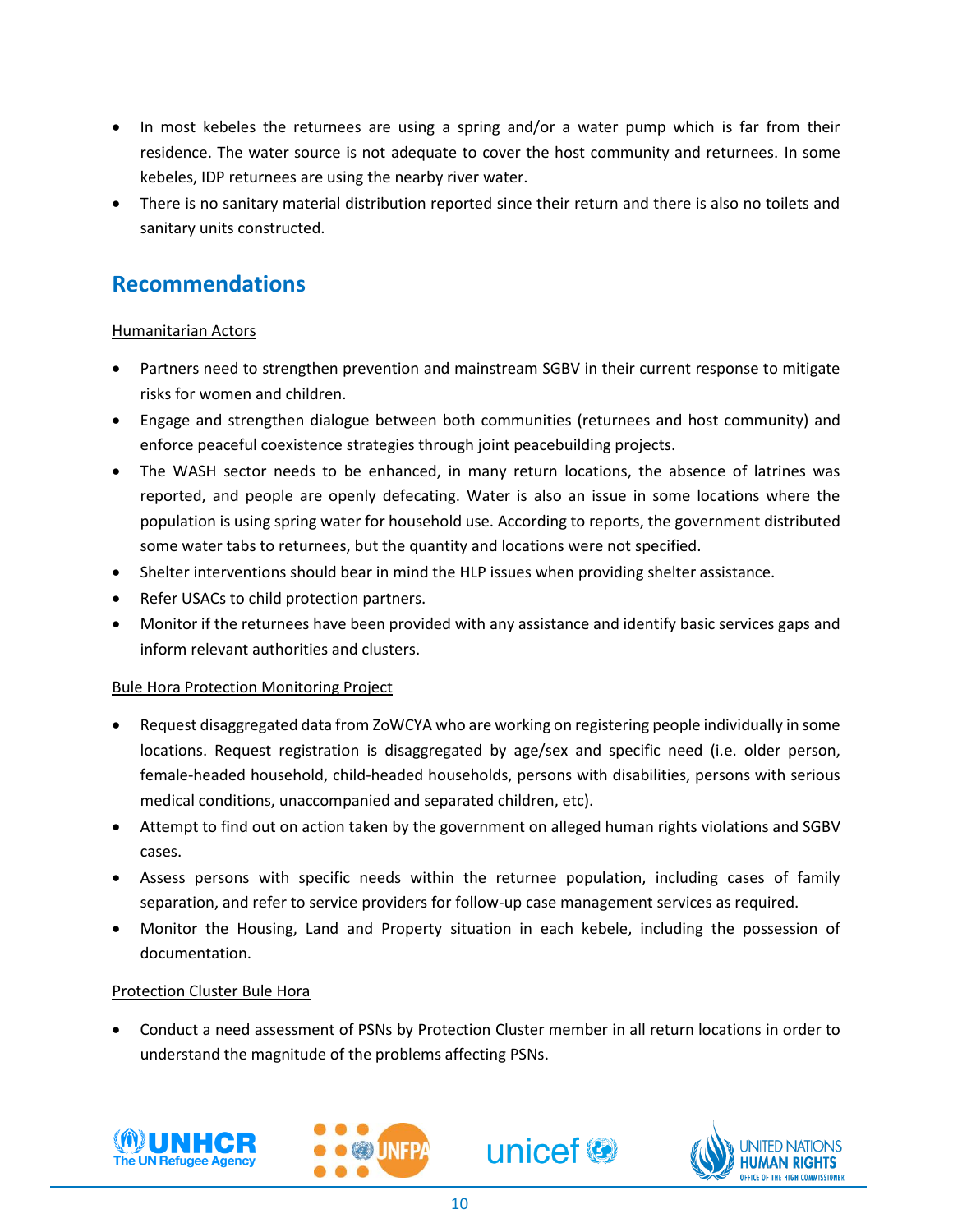- In most kebeles the returnees are using a spring and/or a water pump which is far from their residence. The water source is not adequate to cover the host community and returnees. In some kebeles, IDP returnees are using the nearby river water.
- There is no sanitary material distribution reported since their return and there is also no toilets and sanitary units constructed.

## Recommendations

Humanitarian Actors

- Partners need to strengthen prevention and mainstream SGBV in their current response to mitigate risks for women and children.
- Engage and strengthen dialogue between both communities (returnees and host community) and enforce peaceful coexistence strategies through joint peacebuilding projects.
- The WASH sector needs to be enhanced, in many return locations, the absence of latrines was reported, and people are openly defecating. Water is also an issue in some locations where the population is using spring water for household use. According to reports, the government distributed some water tabs to returnees, but the quantity and locations were not specified.
- Shelter interventions should bear in mind the HLP issues when providing shelter assistance.
- Refer USACs to child protection partners.
- Monitor if the returnees have been provided with any assistance and identify basic services gaps and inform relevant authorities and clusters.

Bule Hora Protection Monitoring Project

- Request disaggregated data from ZoWCYA who are working on registering people individually in some locations. Request registration is disaggregated by age/sex and specific need (i.e. older person, female-headed household, child-headed households, persons with disabilities, persons with serious medical conditions, unaccompanied and separated children, etc).
- Attempt to find out on action taken by the government on alleged human rights violations and SGBV cases.
- Assess persons with specific needs within the returnee population, including cases of family separation, and refer to service providers for follow-up case management services as required.
- Monitor the Housing, Land and Property situation in each kebele, including the possession of documentation.

Protection Cluster Bule Hora

- Conduct a need assessment of PSNs by Protection Cluster member in all return locations in order to understand the magnitude of the problems affecting PSNs.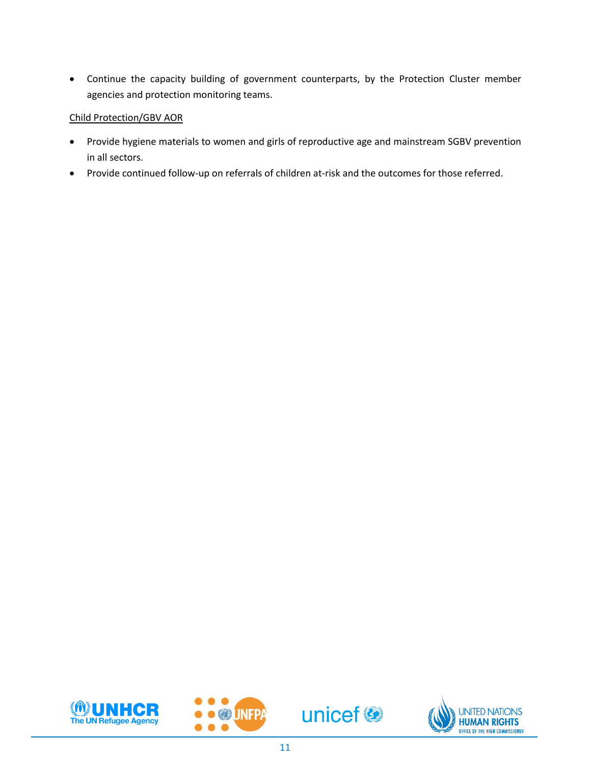- Continue the capacity building of government counterparts, by the Protection Cluster member agencies and protection monitoring teams.

Child Protection/GBV AOR

- Provide hygiene materials to women and girls of reproductive age and mainstream SGBV prevention in all sectors.
- Provide continued follow-up on referrals of children at-risk and the outcomes for those referred.